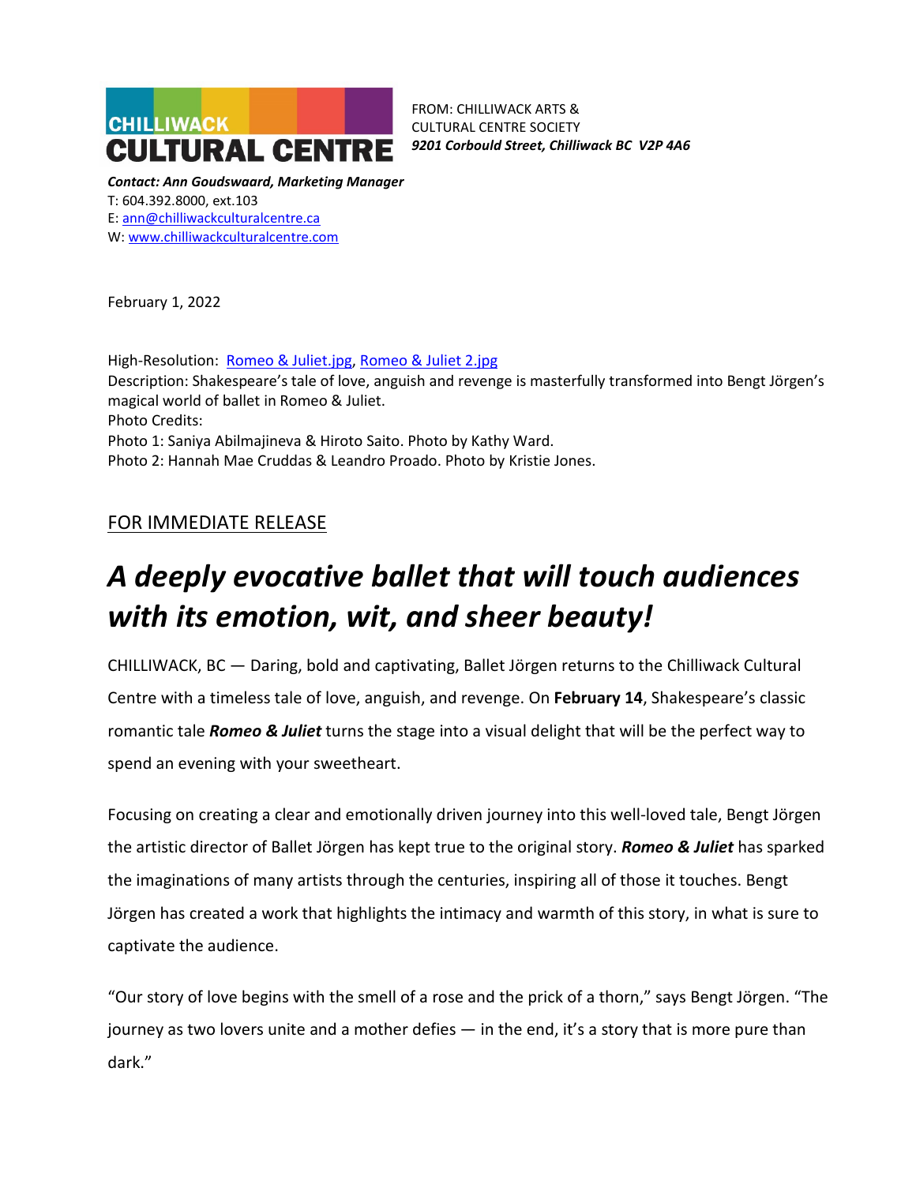CHILLIWACK CULTURAL CENTRE

FROM: CHILLIWACK ARTS & CULTURAL CENTRE SOCIETY
*9201 Corbould Street, Chilliwack BC V2P 4A6*

***Contact: Ann Goudswaard, Marketing Manager***
T: 604.392.8000, ext.103
E: ann@chilliwackculturalcentre.ca
W: www.chilliwackculturalcentre.com

February 1, 2022

High-Resolution: Romeo & Juliet.jpg, Romeo & Juliet 2.jpg
Description: Shakespeare's tale of love, anguish and revenge is masterfully transformed into Bengt Jörgen's magical world of ballet in Romeo & Juliet.
Photo Credits:
Photo 1: Saniya Abilmajineva & Hiroto Saito. Photo by Kathy Ward.
Photo 2: Hannah Mae Cruddas & Leandro Proado. Photo by Kristie Jones.

FOR IMMEDIATE RELEASE

# *A deeply evocative ballet that will touch audiences with its emotion, wit, and sheer beauty!*

CHILLIWACK, BC — Daring, bold and captivating, Ballet Jörgen returns to the Chilliwack Cultural Centre with a timeless tale of love, anguish, and revenge. On **February 14**, Shakespeare's classic romantic tale ***Romeo & Juliet*** turns the stage into a visual delight that will be the perfect way to spend an evening with your sweetheart.

Focusing on creating a clear and emotionally driven journey into this well-loved tale, Bengt Jörgen the artistic director of Ballet Jörgen has kept true to the original story. ***Romeo & Juliet*** has sparked the imaginations of many artists through the centuries, inspiring all of those it touches. Bengt Jörgen has created a work that highlights the intimacy and warmth of this story, in what is sure to captivate the audience.

"Our story of love begins with the smell of a rose and the prick of a thorn," says Bengt Jörgen. "The journey as two lovers unite and a mother defies — in the end, it's a story that is more pure than dark."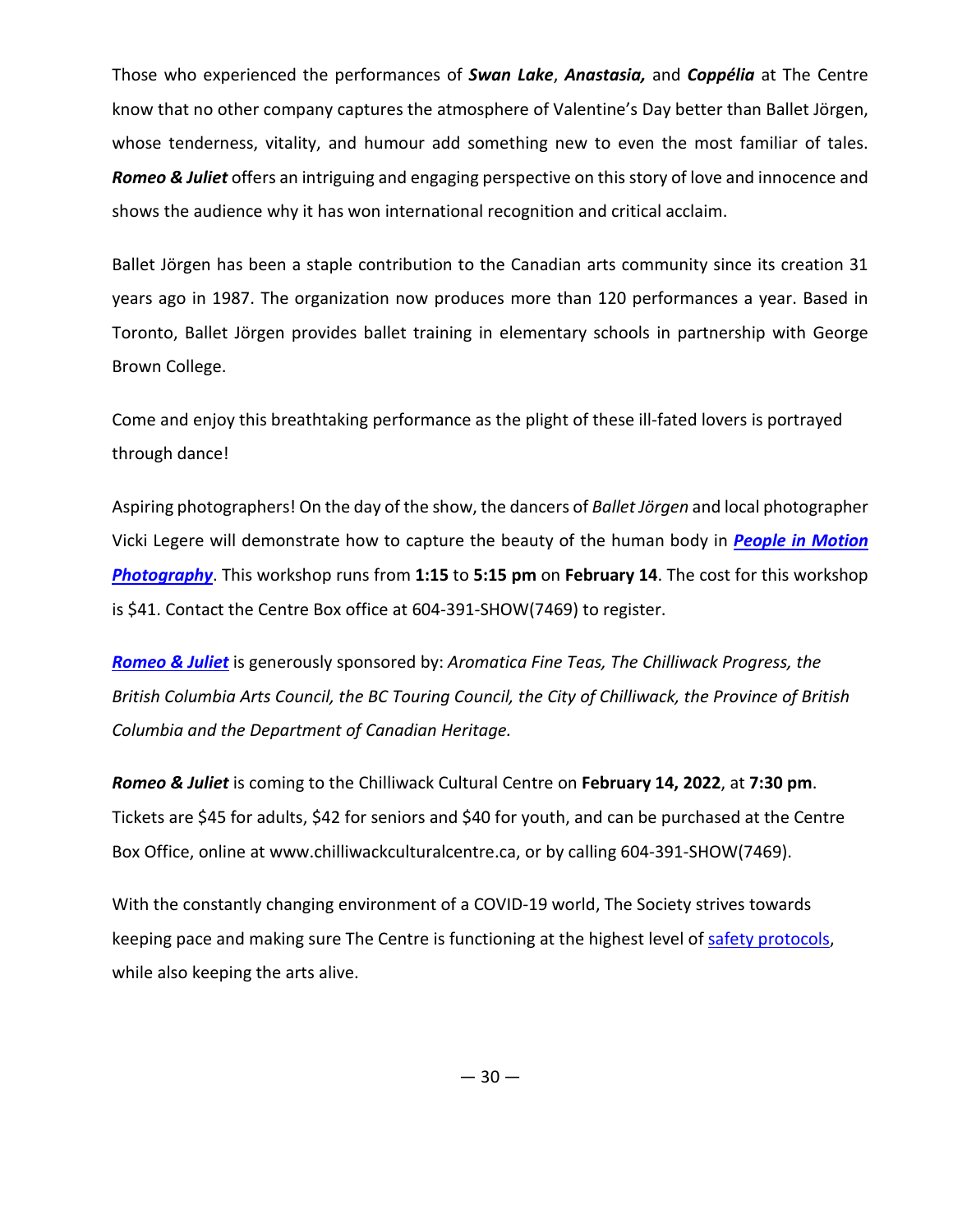Those who experienced the performances of ***Swan Lake***, ***Anastasia,*** and ***Coppélia*** at The Centre know that no other company captures the atmosphere of Valentine's Day better than Ballet Jörgen, whose tenderness, vitality, and humour add something new to even the most familiar of tales. ***Romeo & Juliet*** offers an intriguing and engaging perspective on this story of love and innocence and shows the audience why it has won international recognition and critical acclaim.

Ballet Jörgen has been a staple contribution to the Canadian arts community since its creation 31 years ago in 1987. The organization now produces more than 120 performances a year. Based in Toronto, Ballet Jörgen provides ballet training in elementary schools in partnership with George Brown College.

Come and enjoy this breathtaking performance as the plight of these ill-fated lovers is portrayed through dance!

Aspiring photographers! On the day of the show, the dancers of *Ballet Jörgen* and local photographer Vicki Legere will demonstrate how to capture the beauty of the human body in ***People in Motion Photography***. This workshop runs from **1:15** to **5:15 pm** on **February 14**. The cost for this workshop is $41. Contact the Centre Box office at 604-391-SHOW(7469) to register.

***Romeo & Juliet*** is generously sponsored by: *Aromatica Fine Teas, The Chilliwack Progress, the British Columbia Arts Council, the BC Touring Council, the City of Chilliwack, the Province of British Columbia and the Department of Canadian Heritage.*

***Romeo & Juliet*** is coming to the Chilliwack Cultural Centre on **February 14, 2022**, at **7:30 pm**. Tickets are $45 for adults, $42 for seniors and $40 for youth, and can be purchased at the Centre Box Office, online at www.chilliwackculturalcentre.ca, or by calling 604-391-SHOW(7469).

With the constantly changing environment of a COVID-19 world, The Society strives towards keeping pace and making sure The Centre is functioning at the highest level of safety protocols, while also keeping the arts alive.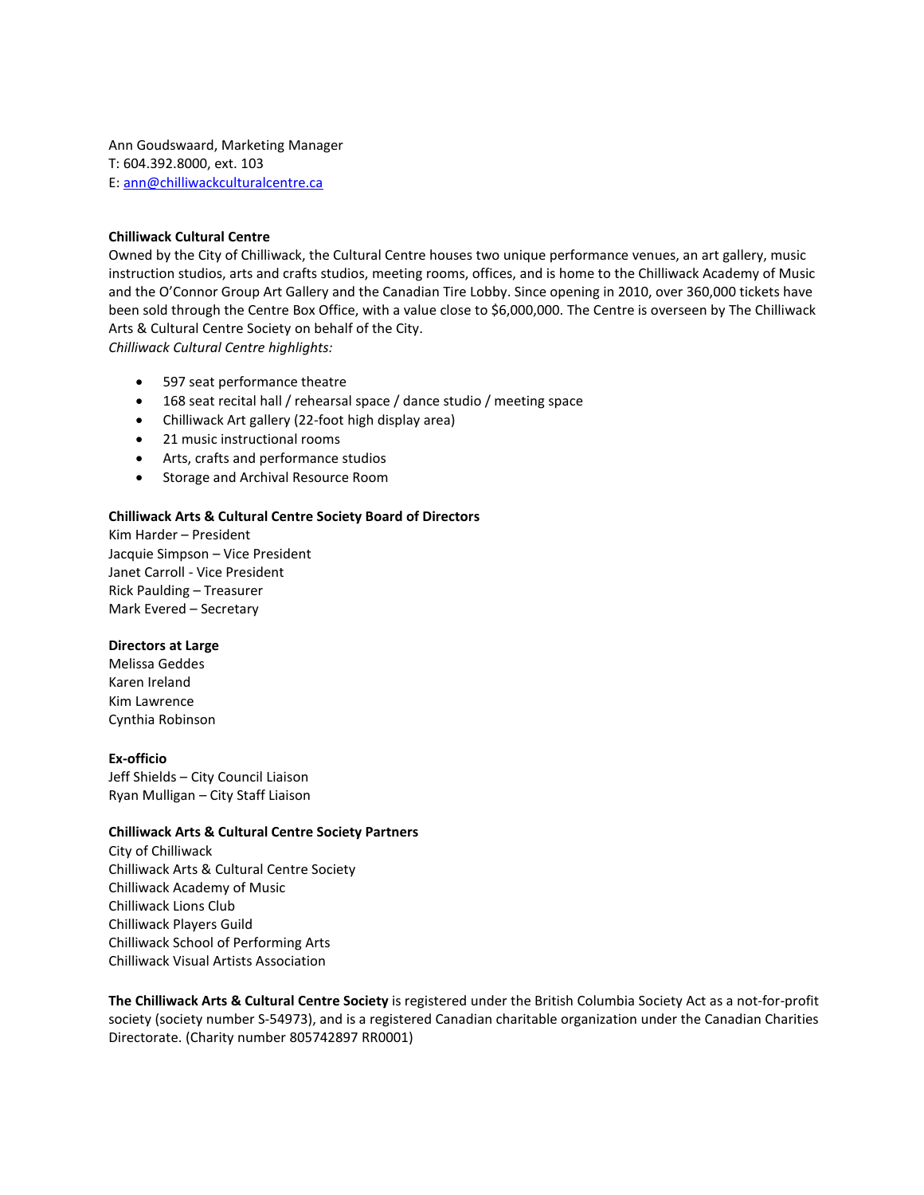Ann Goudswaard, Marketing Manager
T: 604.392.8000, ext. 103
E: ann@chilliwackculturalcentre.ca

**Chilliwack Cultural Centre**
Owned by the City of Chilliwack, the Cultural Centre houses two unique performance venues, an art gallery, music instruction studios, arts and crafts studios, meeting rooms, offices, and is home to the Chilliwack Academy of Music and the O'Connor Group Art Gallery and the Canadian Tire Lobby. Since opening in 2010, over 360,000 tickets have been sold through the Centre Box Office, with a value close to $6,000,000. The Centre is overseen by The Chilliwack Arts & Cultural Centre Society on behalf of the City.
*Chilliwack Cultural Centre highlights:*

- 597 seat performance theatre
- 168 seat recital hall / rehearsal space / dance studio / meeting space
- Chilliwack Art gallery (22-foot high display area)
- 21 music instructional rooms
- Arts, crafts and performance studios
- Storage and Archival Resource Room

**Chilliwack Arts & Cultural Centre Society Board of Directors**
Kim Harder – President
Jacquie Simpson – Vice President
Janet Carroll - Vice President
Rick Paulding – Treasurer
Mark Evered – Secretary

**Directors at Large**
Melissa Geddes
Karen Ireland
Kim Lawrence
Cynthia Robinson

**Ex-officio**
Jeff Shields – City Council Liaison
Ryan Mulligan – City Staff Liaison

**Chilliwack Arts & Cultural Centre Society Partners**
City of Chilliwack
Chilliwack Arts & Cultural Centre Society
Chilliwack Academy of Music
Chilliwack Lions Club
Chilliwack Players Guild
Chilliwack School of Performing Arts
Chilliwack Visual Artists Association

**The Chilliwack Arts & Cultural Centre Society** is registered under the British Columbia Society Act as a not-for-profit society (society number S-54973), and is a registered Canadian charitable organization under the Canadian Charities Directorate. (Charity number 805742897 RR0001)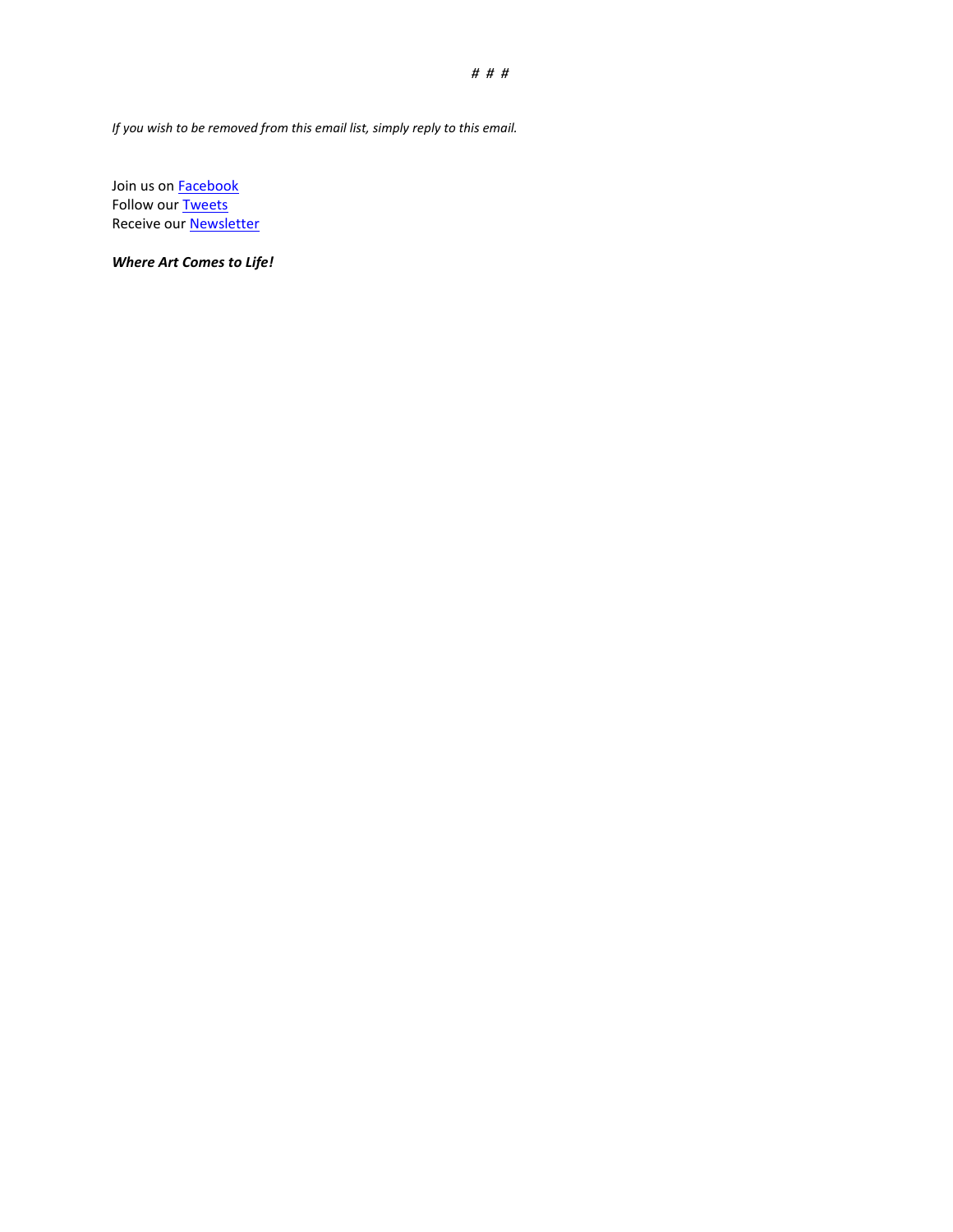# # #

*If you wish to be removed from this email list, simply reply to this email.*

Join us on Facebook
Follow our Tweets
Receive our Newsletter

***Where Art Comes to Life!***